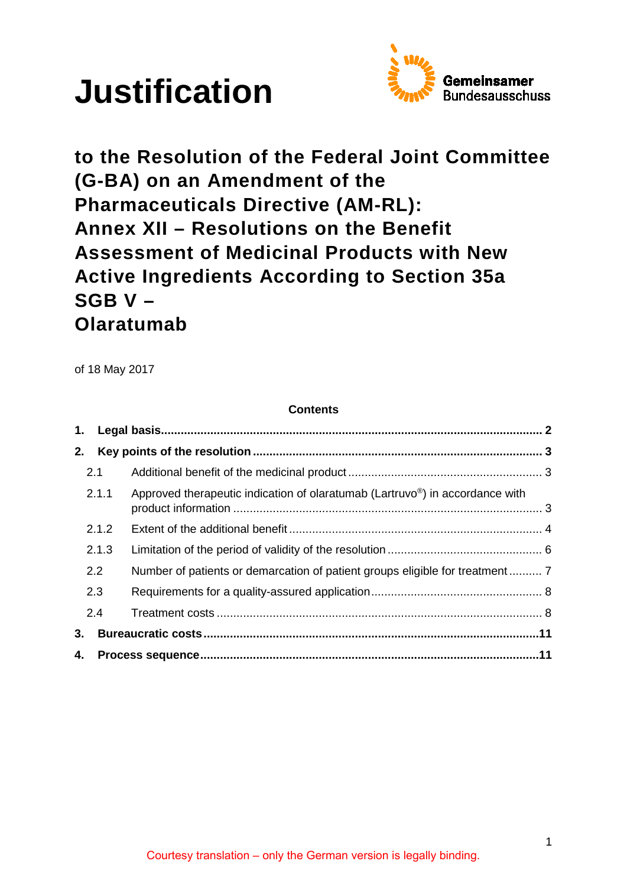# Justification

Gemeinsamer Bundesausschuss

## to the Resolution of the Federal Joint Committee (G-BA) on an Amendment of the Pharmaceuticals Directive (AM-RL): Annex XII – Resolutions on the Benefit Assessment of Medicinal Products with New Active Ingredients According to Section 35a SGB V – Olaratumab

of 18 May 2017

**Contents**

| | | |
|---|---|---|
| **1.** | **Legal basis** | **2** |
| **2.** | **Key points of the resolution** | **3** |
| 2.1 | Additional benefit of the medicinal product | 3 |
| 2.1.1 | Approved therapeutic indication of olaratumab (Lartruvo®) in accordance with product information | 3 |
| 2.1.2 | Extent of the additional benefit | 4 |
| 2.1.3 | Limitation of the period of validity of the resolution | 6 |
| 2.2 | Number of patients or demarcation of patient groups eligible for treatment | 7 |
| 2.3 | Requirements for a quality-assured application | 8 |
| 2.4 | Treatment costs | 8 |
| **3.** | **Bureaucratic costs** | **11** |
| **4.** | **Process sequence** | **11** |

Courtesy translation – only the German version is legally binding.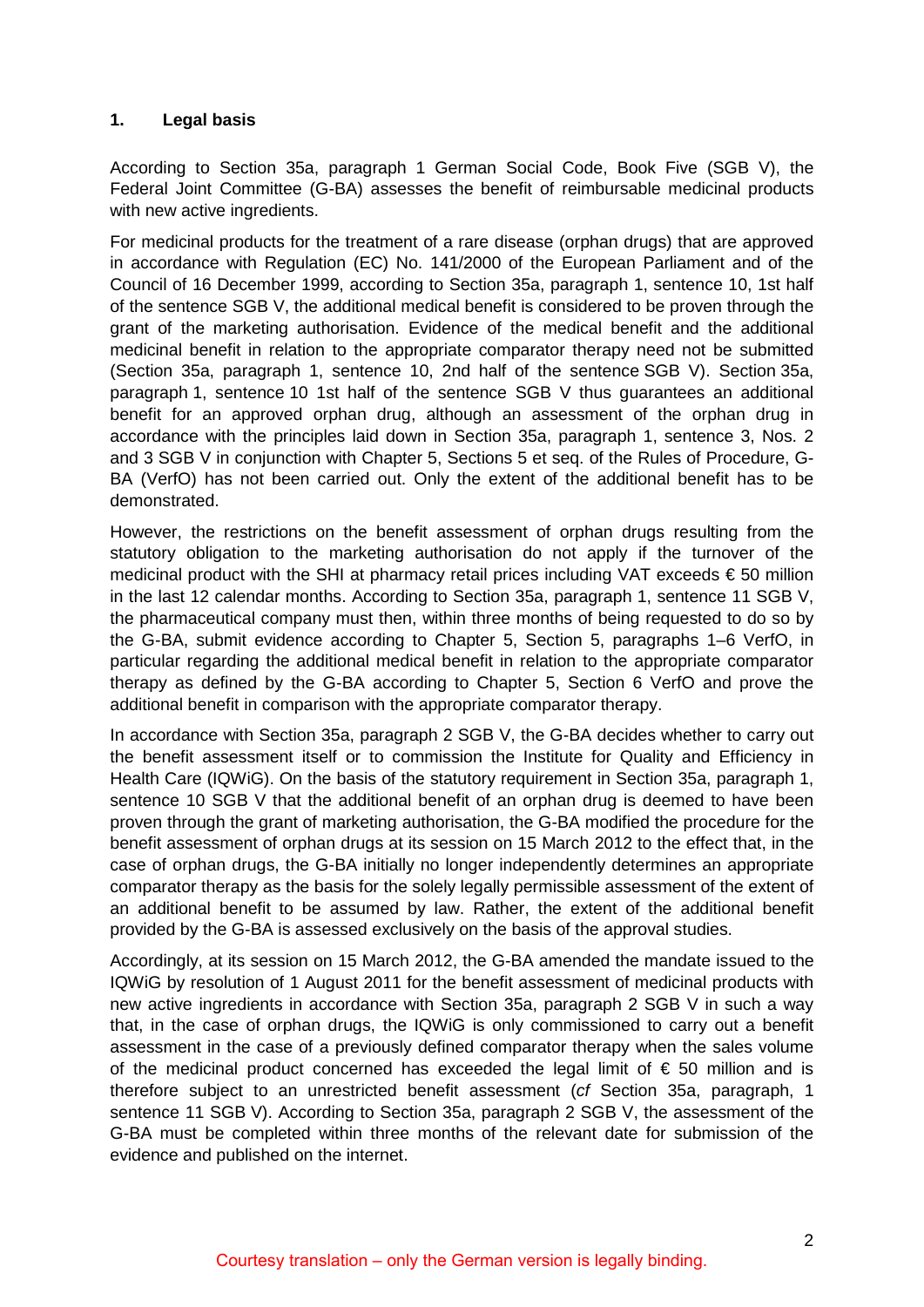## 1. Legal basis

According to Section 35a, paragraph 1 German Social Code, Book Five (SGB V), the Federal Joint Committee (G-BA) assesses the benefit of reimbursable medicinal products with new active ingredients.

For medicinal products for the treatment of a rare disease (orphan drugs) that are approved in accordance with Regulation (EC) No. 141/2000 of the European Parliament and of the Council of 16 December 1999, according to Section 35a, paragraph 1, sentence 10, 1st half of the sentence SGB V, the additional medical benefit is considered to be proven through the grant of the marketing authorisation. Evidence of the medical benefit and the additional medicinal benefit in relation to the appropriate comparator therapy need not be submitted (Section 35a, paragraph 1, sentence 10, 2nd half of the sentence SGB V). Section 35a, paragraph 1, sentence 10 1st half of the sentence SGB V thus guarantees an additional benefit for an approved orphan drug, although an assessment of the orphan drug in accordance with the principles laid down in Section 35a, paragraph 1, sentence 3, Nos. 2 and 3 SGB V in conjunction with Chapter 5, Sections 5 et seq. of the Rules of Procedure, G-BA (VerfO) has not been carried out. Only the extent of the additional benefit has to be demonstrated.

However, the restrictions on the benefit assessment of orphan drugs resulting from the statutory obligation to the marketing authorisation do not apply if the turnover of the medicinal product with the SHI at pharmacy retail prices including VAT exceeds € 50 million in the last 12 calendar months. According to Section 35a, paragraph 1, sentence 11 SGB V, the pharmaceutical company must then, within three months of being requested to do so by the G-BA, submit evidence according to Chapter 5, Section 5, paragraphs 1–6 VerfO, in particular regarding the additional medical benefit in relation to the appropriate comparator therapy as defined by the G-BA according to Chapter 5, Section 6 VerfO and prove the additional benefit in comparison with the appropriate comparator therapy.

In accordance with Section 35a, paragraph 2 SGB V, the G-BA decides whether to carry out the benefit assessment itself or to commission the Institute for Quality and Efficiency in Health Care (IQWiG). On the basis of the statutory requirement in Section 35a, paragraph 1, sentence 10 SGB V that the additional benefit of an orphan drug is deemed to have been proven through the grant of marketing authorisation, the G-BA modified the procedure for the benefit assessment of orphan drugs at its session on 15 March 2012 to the effect that, in the case of orphan drugs, the G-BA initially no longer independently determines an appropriate comparator therapy as the basis for the solely legally permissible assessment of the extent of an additional benefit to be assumed by law. Rather, the extent of the additional benefit provided by the G-BA is assessed exclusively on the basis of the approval studies.

Accordingly, at its session on 15 March 2012, the G-BA amended the mandate issued to the IQWiG by resolution of 1 August 2011 for the benefit assessment of medicinal products with new active ingredients in accordance with Section 35a, paragraph 2 SGB V in such a way that, in the case of orphan drugs, the IQWiG is only commissioned to carry out a benefit assessment in the case of a previously defined comparator therapy when the sales volume of the medicinal product concerned has exceeded the legal limit of € 50 million and is therefore subject to an unrestricted benefit assessment (*cf* Section 35a, paragraph, 1 sentence 11 SGB V). According to Section 35a, paragraph 2 SGB V, the assessment of the G-BA must be completed within three months of the relevant date for submission of the evidence and published on the internet.

Courtesy translation – only the German version is legally binding.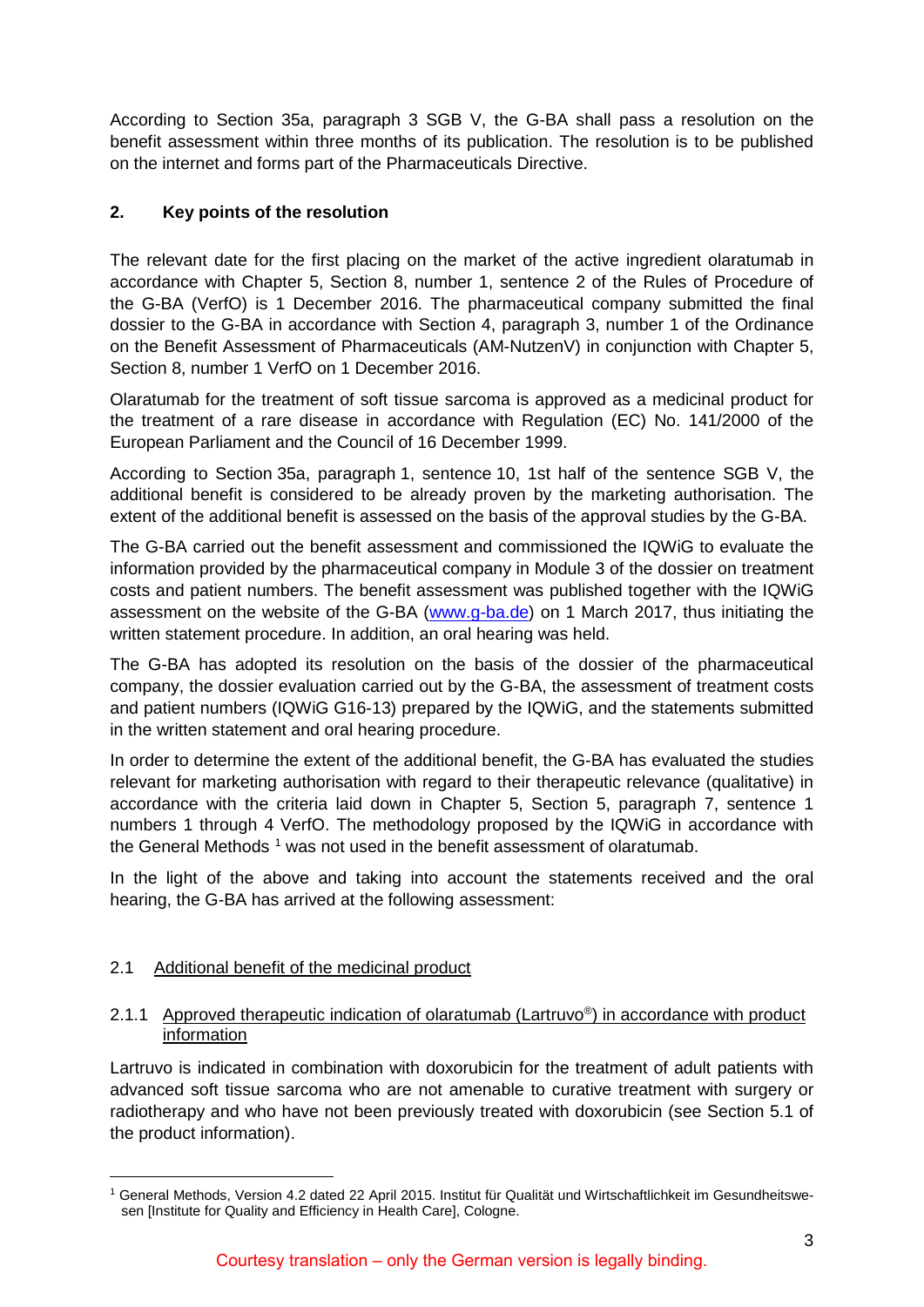According to Section 35a, paragraph 3 SGB V, the G-BA shall pass a resolution on the benefit assessment within three months of its publication. The resolution is to be published on the internet and forms part of the Pharmaceuticals Directive.

## 2. Key points of the resolution

The relevant date for the first placing on the market of the active ingredient olaratumab in accordance with Chapter 5, Section 8, number 1, sentence 2 of the Rules of Procedure of the G-BA (VerfO) is 1 December 2016. The pharmaceutical company submitted the final dossier to the G-BA in accordance with Section 4, paragraph 3, number 1 of the Ordinance on the Benefit Assessment of Pharmaceuticals (AM-NutzenV) in conjunction with Chapter 5, Section 8, number 1 VerfO on 1 December 2016.

Olaratumab for the treatment of soft tissue sarcoma is approved as a medicinal product for the treatment of a rare disease in accordance with Regulation (EC) No. 141/2000 of the European Parliament and the Council of 16 December 1999.

According to Section 35a, paragraph 1, sentence 10, 1st half of the sentence SGB V, the additional benefit is considered to be already proven by the marketing authorisation. The extent of the additional benefit is assessed on the basis of the approval studies by the G-BA.

The G-BA carried out the benefit assessment and commissioned the IQWiG to evaluate the information provided by the pharmaceutical company in Module 3 of the dossier on treatment costs and patient numbers. The benefit assessment was published together with the IQWiG assessment on the website of the G-BA (www.g-ba.de) on 1 March 2017, thus initiating the written statement procedure. In addition, an oral hearing was held.

The G-BA has adopted its resolution on the basis of the dossier of the pharmaceutical company, the dossier evaluation carried out by the G-BA, the assessment of treatment costs and patient numbers (IQWiG G16-13) prepared by the IQWiG, and the statements submitted in the written statement and oral hearing procedure.

In order to determine the extent of the additional benefit, the G-BA has evaluated the studies relevant for marketing authorisation with regard to their therapeutic relevance (qualitative) in accordance with the criteria laid down in Chapter 5, Section 5, paragraph 7, sentence 1 numbers 1 through 4 VerfO. The methodology proposed by the IQWiG in accordance with the General Methods [1] was not used in the benefit assessment of olaratumab.

In the light of the above and taking into account the statements received and the oral hearing, the G-BA has arrived at the following assessment:

### 2.1 Additional benefit of the medicinal product

#### 2.1.1 Approved therapeutic indication of olaratumab (Lartruvo®) in accordance with product information

Lartruvo is indicated in combination with doxorubicin for the treatment of adult patients with advanced soft tissue sarcoma who are not amenable to curative treatment with surgery or radiotherapy and who have not been previously treated with doxorubicin (see Section 5.1 of the product information).

[1] General Methods, Version 4.2 dated 22 April 2015. Institut für Qualität und Wirtschaftlichkeit im Gesundheitswesen [Institute for Quality and Efficiency in Health Care], Cologne.

Courtesy translation – only the German version is legally binding.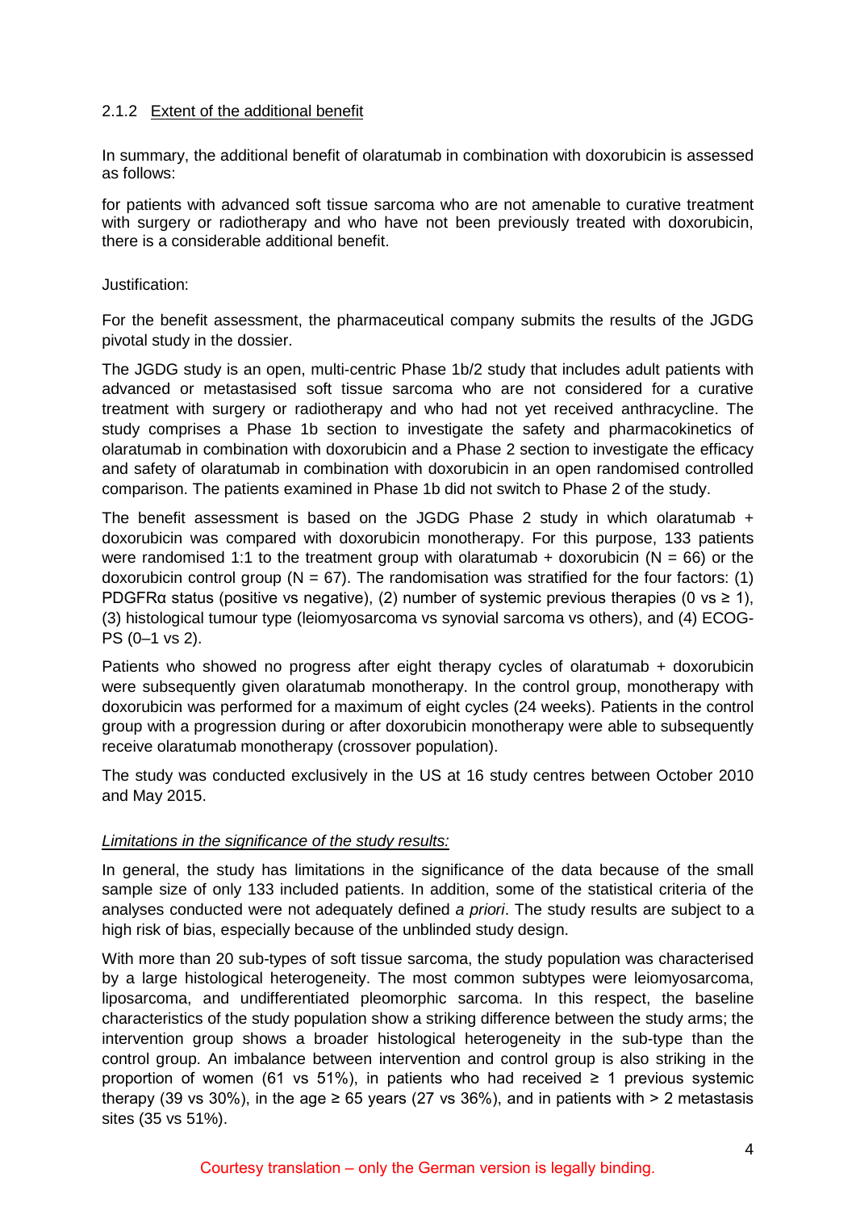#### 2.1.2 Extent of the additional benefit

In summary, the additional benefit of olaratumab in combination with doxorubicin is assessed as follows:

for patients with advanced soft tissue sarcoma who are not amenable to curative treatment with surgery or radiotherapy and who have not been previously treated with doxorubicin, there is a considerable additional benefit.

Justification:

For the benefit assessment, the pharmaceutical company submits the results of the JGDG pivotal study in the dossier.

The JGDG study is an open, multi-centric Phase 1b/2 study that includes adult patients with advanced or metastasised soft tissue sarcoma who are not considered for a curative treatment with surgery or radiotherapy and who had not yet received anthracycline. The study comprises a Phase 1b section to investigate the safety and pharmacokinetics of olaratumab in combination with doxorubicin and a Phase 2 section to investigate the efficacy and safety of olaratumab in combination with doxorubicin in an open randomised controlled comparison. The patients examined in Phase 1b did not switch to Phase 2 of the study.

The benefit assessment is based on the JGDG Phase 2 study in which olaratumab + doxorubicin was compared with doxorubicin monotherapy. For this purpose, 133 patients were randomised 1:1 to the treatment group with olaratumab + doxorubicin (N = 66) or the doxorubicin control group (N = 67). The randomisation was stratified for the four factors: (1) PDGFRα status (positive vs negative), (2) number of systemic previous therapies (0 vs ≥ 1), (3) histological tumour type (leiomyosarcoma vs synovial sarcoma vs others), and (4) ECOG-PS (0–1 vs 2).

Patients who showed no progress after eight therapy cycles of olaratumab + doxorubicin were subsequently given olaratumab monotherapy. In the control group, monotherapy with doxorubicin was performed for a maximum of eight cycles (24 weeks). Patients in the control group with a progression during or after doxorubicin monotherapy were able to subsequently receive olaratumab monotherapy (crossover population).

The study was conducted exclusively in the US at 16 study centres between October 2010 and May 2015.

*Limitations in the significance of the study results:*

In general, the study has limitations in the significance of the data because of the small sample size of only 133 included patients. In addition, some of the statistical criteria of the analyses conducted were not adequately defined *a priori*. The study results are subject to a high risk of bias, especially because of the unblinded study design.

With more than 20 sub-types of soft tissue sarcoma, the study population was characterised by a large histological heterogeneity. The most common subtypes were leiomyosarcoma, liposarcoma, and undifferentiated pleomorphic sarcoma. In this respect, the baseline characteristics of the study population show a striking difference between the study arms; the intervention group shows a broader histological heterogeneity in the sub-type than the control group. An imbalance between intervention and control group is also striking in the proportion of women (61 vs 51%), in patients who had received ≥ 1 previous systemic therapy (39 vs 30%), in the age ≥ 65 years (27 vs 36%), and in patients with > 2 metastasis sites (35 vs 51%).

Courtesy translation – only the German version is legally binding.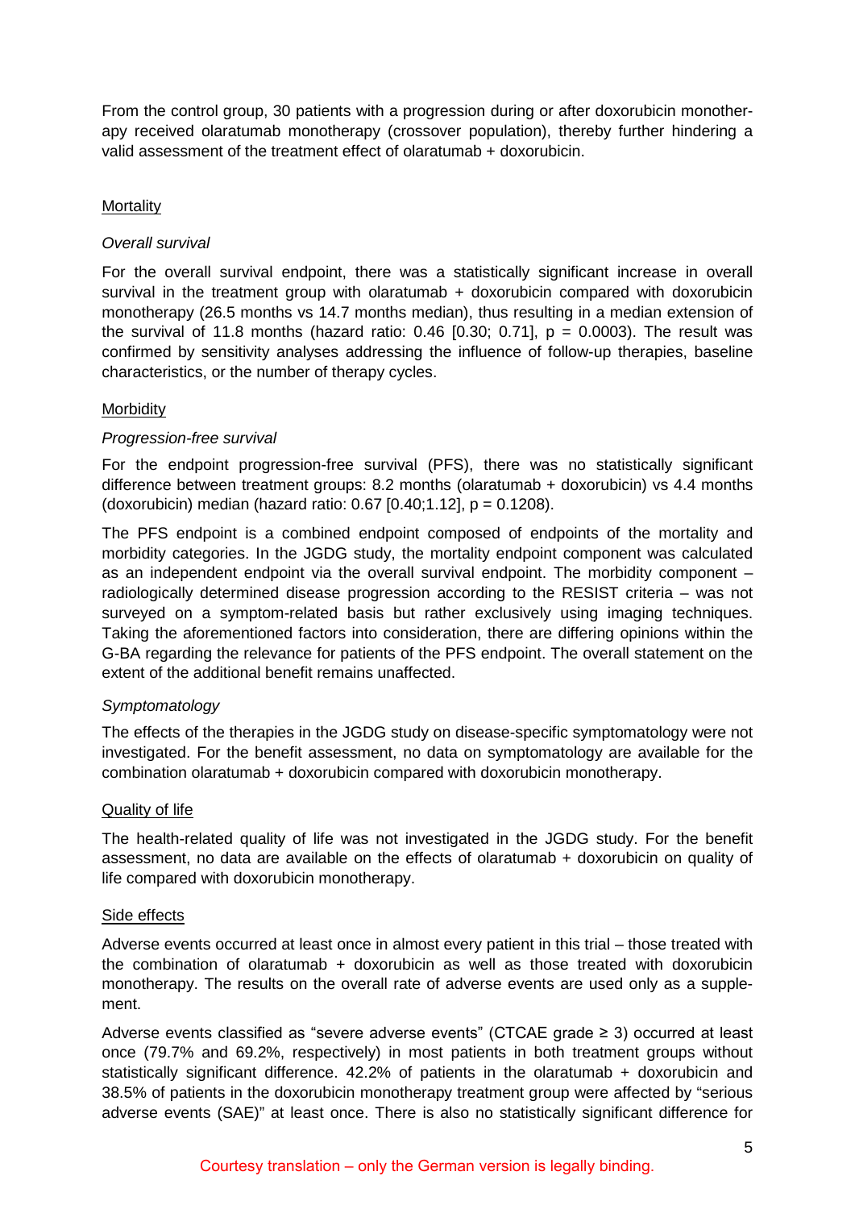From the control group, 30 patients with a progression during or after doxorubicin monotherapy received olaratumab monotherapy (crossover population), thereby further hindering a valid assessment of the treatment effect of olaratumab + doxorubicin.

<u>Mortality</u>

*Overall survival*

For the overall survival endpoint, there was a statistically significant increase in overall survival in the treatment group with olaratumab + doxorubicin compared with doxorubicin monotherapy (26.5 months vs 14.7 months median), thus resulting in a median extension of the survival of 11.8 months (hazard ratio: 0.46 [0.30; 0.71], p = 0.0003). The result was confirmed by sensitivity analyses addressing the influence of follow-up therapies, baseline characteristics, or the number of therapy cycles.

<u>Morbidity</u>

*Progression-free survival*

For the endpoint progression-free survival (PFS), there was no statistically significant difference between treatment groups: 8.2 months (olaratumab + doxorubicin) vs 4.4 months (doxorubicin) median (hazard ratio: 0.67 [0.40;1.12], p = 0.1208).

The PFS endpoint is a combined endpoint composed of endpoints of the mortality and morbidity categories. In the JGDG study, the mortality endpoint component was calculated as an independent endpoint via the overall survival endpoint. The morbidity component – radiologically determined disease progression according to the RESIST criteria – was not surveyed on a symptom-related basis but rather exclusively using imaging techniques. Taking the aforementioned factors into consideration, there are differing opinions within the G-BA regarding the relevance for patients of the PFS endpoint. The overall statement on the extent of the additional benefit remains unaffected.

*Symptomatology*

The effects of the therapies in the JGDG study on disease-specific symptomatology were not investigated. For the benefit assessment, no data on symptomatology are available for the combination olaratumab + doxorubicin compared with doxorubicin monotherapy.

<u>Quality of life</u>

The health-related quality of life was not investigated in the JGDG study. For the benefit assessment, no data are available on the effects of olaratumab + doxorubicin on quality of life compared with doxorubicin monotherapy.

<u>Side effects</u>

Adverse events occurred at least once in almost every patient in this trial – those treated with the combination of olaratumab + doxorubicin as well as those treated with doxorubicin monotherapy. The results on the overall rate of adverse events are used only as a supplement.

Adverse events classified as "severe adverse events" (CTCAE grade ≥ 3) occurred at least once (79.7% and 69.2%, respectively) in most patients in both treatment groups without statistically significant difference. 42.2% of patients in the olaratumab + doxorubicin and 38.5% of patients in the doxorubicin monotherapy treatment group were affected by "serious adverse events (SAE)" at least once. There is also no statistically significant difference for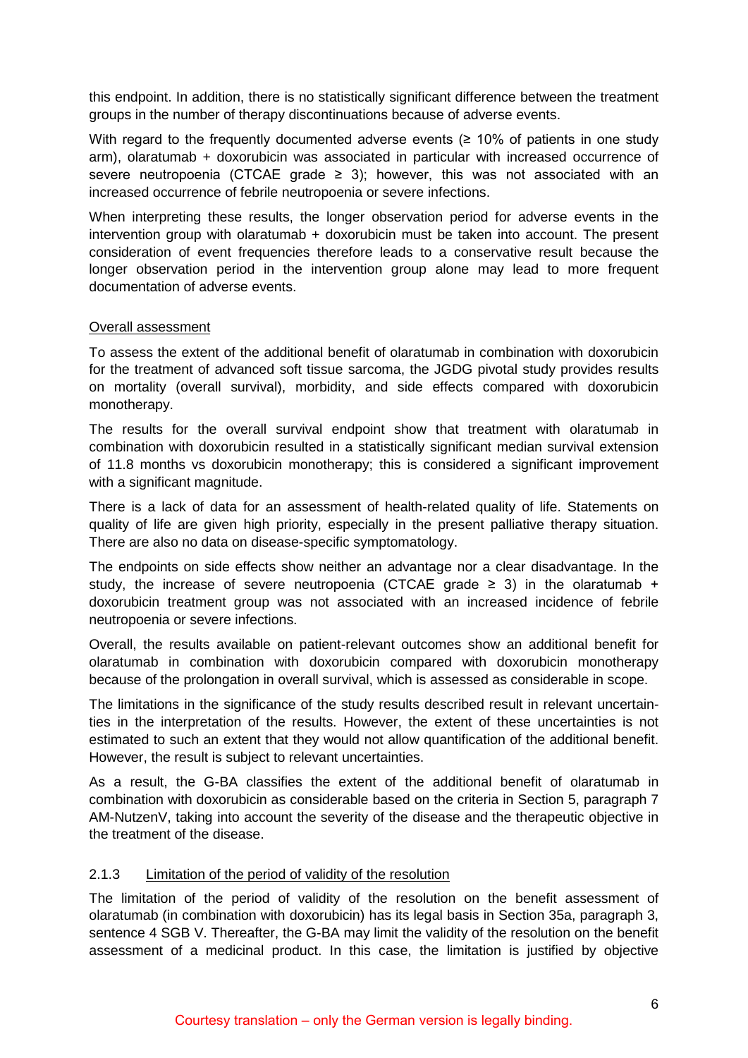this endpoint. In addition, there is no statistically significant difference between the treatment groups in the number of therapy discontinuations because of adverse events.

With regard to the frequently documented adverse events (≥ 10% of patients in one study arm), olaratumab + doxorubicin was associated in particular with increased occurrence of severe neutropoenia (CTCAE grade ≥ 3); however, this was not associated with an increased occurrence of febrile neutropoenia or severe infections.

When interpreting these results, the longer observation period for adverse events in the intervention group with olaratumab + doxorubicin must be taken into account. The present consideration of event frequencies therefore leads to a conservative result because the longer observation period in the intervention group alone may lead to more frequent documentation of adverse events.

Overall assessment

To assess the extent of the additional benefit of olaratumab in combination with doxorubicin for the treatment of advanced soft tissue sarcoma, the JGDG pivotal study provides results on mortality (overall survival), morbidity, and side effects compared with doxorubicin monotherapy.

The results for the overall survival endpoint show that treatment with olaratumab in combination with doxorubicin resulted in a statistically significant median survival extension of 11.8 months vs doxorubicin monotherapy; this is considered a significant improvement with a significant magnitude.

There is a lack of data for an assessment of health-related quality of life. Statements on quality of life are given high priority, especially in the present palliative therapy situation. There are also no data on disease-specific symptomatology.

The endpoints on side effects show neither an advantage nor a clear disadvantage. In the study, the increase of severe neutropoenia (CTCAE grade ≥ 3) in the olaratumab + doxorubicin treatment group was not associated with an increased incidence of febrile neutropoenia or severe infections.

Overall, the results available on patient-relevant outcomes show an additional benefit for olaratumab in combination with doxorubicin compared with doxorubicin monotherapy because of the prolongation in overall survival, which is assessed as considerable in scope.

The limitations in the significance of the study results described result in relevant uncertainties in the interpretation of the results. However, the extent of these uncertainties is not estimated to such an extent that they would not allow quantification of the additional benefit. However, the result is subject to relevant uncertainties.

As a result, the G-BA classifies the extent of the additional benefit of olaratumab in combination with doxorubicin as considerable based on the criteria in Section 5, paragraph 7 AM-NutzenV, taking into account the severity of the disease and the therapeutic objective in the treatment of the disease.

### 2.1.3 Limitation of the period of validity of the resolution

The limitation of the period of validity of the resolution on the benefit assessment of olaratumab (in combination with doxorubicin) has its legal basis in Section 35a, paragraph 3, sentence 4 SGB V. Thereafter, the G-BA may limit the validity of the resolution on the benefit assessment of a medicinal product. In this case, the limitation is justified by objective

Courtesy translation – only the German version is legally binding.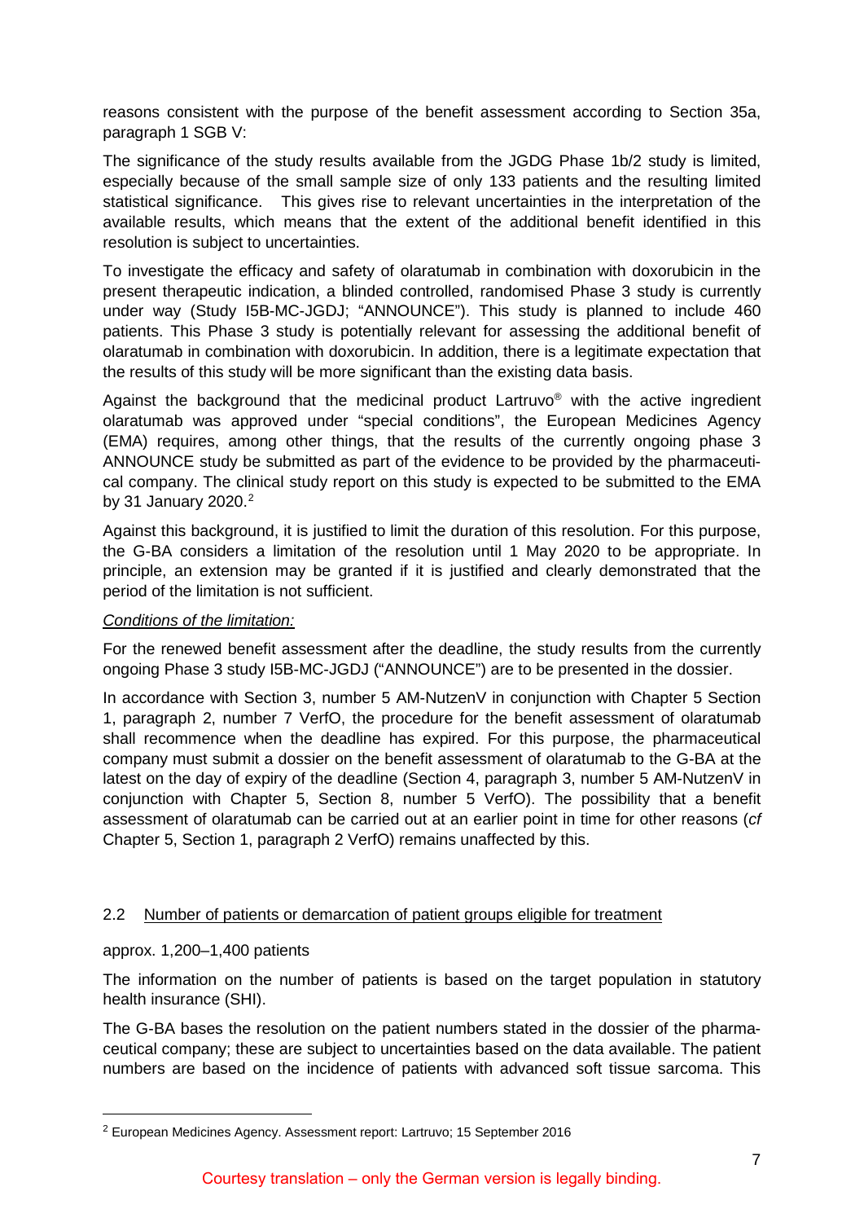reasons consistent with the purpose of the benefit assessment according to Section 35a, paragraph 1 SGB V:

The significance of the study results available from the JGDG Phase 1b/2 study is limited, especially because of the small sample size of only 133 patients and the resulting limited statistical significance. This gives rise to relevant uncertainties in the interpretation of the available results, which means that the extent of the additional benefit identified in this resolution is subject to uncertainties.

To investigate the efficacy and safety of olaratumab in combination with doxorubicin in the present therapeutic indication, a blinded controlled, randomised Phase 3 study is currently under way (Study I5B-MC-JGDJ; "ANNOUNCE"). This study is planned to include 460 patients. This Phase 3 study is potentially relevant for assessing the additional benefit of olaratumab in combination with doxorubicin. In addition, there is a legitimate expectation that the results of this study will be more significant than the existing data basis.

Against the background that the medicinal product Lartruvo® with the active ingredient olaratumab was approved under "special conditions", the European Medicines Agency (EMA) requires, among other things, that the results of the currently ongoing phase 3 ANNOUNCE study be submitted as part of the evidence to be provided by the pharmaceutical company. The clinical study report on this study is expected to be submitted to the EMA by 31 January 2020.[2]

Against this background, it is justified to limit the duration of this resolution. For this purpose, the G-BA considers a limitation of the resolution until 1 May 2020 to be appropriate. In principle, an extension may be granted if it is justified and clearly demonstrated that the period of the limitation is not sufficient.

*Conditions of the limitation:*

For the renewed benefit assessment after the deadline, the study results from the currently ongoing Phase 3 study I5B-MC-JGDJ ("ANNOUNCE") are to be presented in the dossier.

In accordance with Section 3, number 5 AM-NutzenV in conjunction with Chapter 5 Section 1, paragraph 2, number 7 VerfO, the procedure for the benefit assessment of olaratumab shall recommence when the deadline has expired. For this purpose, the pharmaceutical company must submit a dossier on the benefit assessment of olaratumab to the G-BA at the latest on the day of expiry of the deadline (Section 4, paragraph 3, number 5 AM-NutzenV in conjunction with Chapter 5, Section 8, number 5 VerfO). The possibility that a benefit assessment of olaratumab can be carried out at an earlier point in time for other reasons (*cf* Chapter 5, Section 1, paragraph 2 VerfO) remains unaffected by this.

## 2.2 Number of patients or demarcation of patient groups eligible for treatment

approx. 1,200–1,400 patients

The information on the number of patients is based on the target population in statutory health insurance (SHI).

The G-BA bases the resolution on the patient numbers stated in the dossier of the pharmaceutical company; these are subject to uncertainties based on the data available. The patient numbers are based on the incidence of patients with advanced soft tissue sarcoma. This

[2] European Medicines Agency. Assessment report: Lartruvo; 15 September 2016

Courtesy translation – only the German version is legally binding.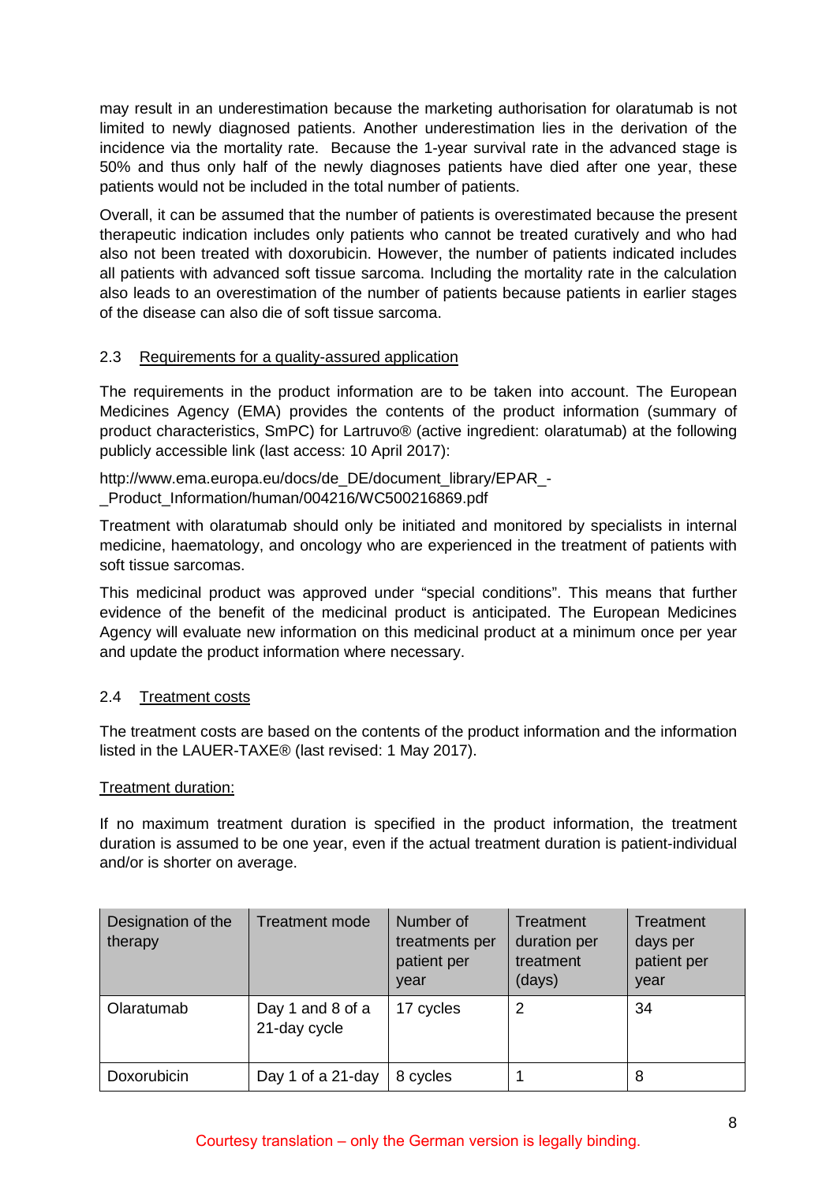may result in an underestimation because the marketing authorisation for olaratumab is not limited to newly diagnosed patients. Another underestimation lies in the derivation of the incidence via the mortality rate. Because the 1-year survival rate in the advanced stage is 50% and thus only half of the newly diagnoses patients have died after one year, these patients would not be included in the total number of patients.

Overall, it can be assumed that the number of patients is overestimated because the present therapeutic indication includes only patients who cannot be treated curatively and who had also not been treated with doxorubicin. However, the number of patients indicated includes all patients with advanced soft tissue sarcoma. Including the mortality rate in the calculation also leads to an overestimation of the number of patients because patients in earlier stages of the disease can also die of soft tissue sarcoma.

## 2.3 Requirements for a quality-assured application

The requirements in the product information are to be taken into account. The European Medicines Agency (EMA) provides the contents of the product information (summary of product characteristics, SmPC) for Lartruvo® (active ingredient: olaratumab) at the following publicly accessible link (last access: 10 April 2017):

http://www.ema.europa.eu/docs/de_DE/document_library/EPAR_-_Product_Information/human/004216/WC500216869.pdf

Treatment with olaratumab should only be initiated and monitored by specialists in internal medicine, haematology, and oncology who are experienced in the treatment of patients with soft tissue sarcomas.

This medicinal product was approved under “special conditions”. This means that further evidence of the benefit of the medicinal product is anticipated. The European Medicines Agency will evaluate new information on this medicinal product at a minimum once per year and update the product information where necessary.

## 2.4 Treatment costs

The treatment costs are based on the contents of the product information and the information listed in the LAUER-TAXE® (last revised: 1 May 2017).

Treatment duration:

If no maximum treatment duration is specified in the product information, the treatment duration is assumed to be one year, even if the actual treatment duration is patient-individual and/or is shorter on average.

| Designation of the therapy | Treatment mode | Number of treatments per patient per year | Treatment duration per treatment (days) | Treatment days per patient per year |
|---|---|---|---|---|
| Olaratumab | Day 1 and 8 of a 21-day cycle | 17 cycles | 2 | 34 |
| Doxorubicin | Day 1 of a 21-day | 8 cycles | 1 | 8 |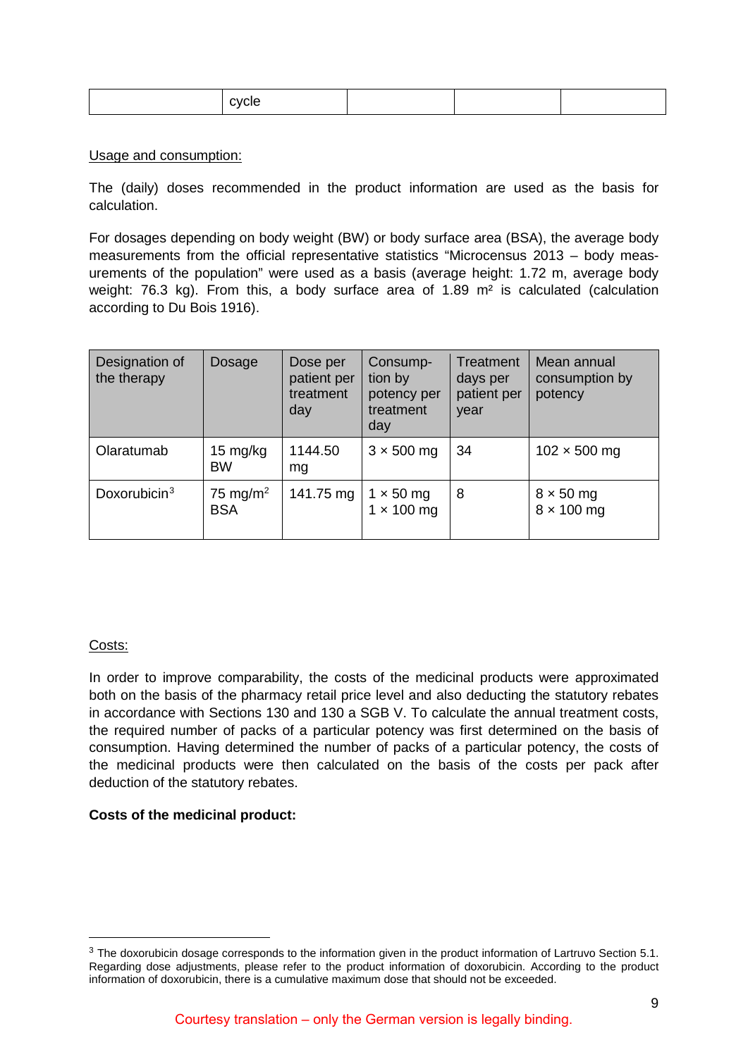| | cycle | | | |
|---|---|---|---|---|

Usage and consumption:

The (daily) doses recommended in the product information are used as the basis for calculation.

For dosages depending on body weight (BW) or body surface area (BSA), the average body measurements from the official representative statistics "Microcensus 2013 – body measurements of the population" were used as a basis (average height: 1.72 m, average body weight: 76.3 kg). From this, a body surface area of 1.89 m² is calculated (calculation according to Du Bois 1916).

| Designation of the therapy | Dosage | Dose per patient per treatment day | Consumption by potency per treatment day | Treatment days per patient per year | Mean annual consumption by potency |
|---|---|---|---|---|---|
| Olaratumab | 15 mg/kg BW | 1144.50 mg | 3 × 500 mg | 34 | 102 × 500 mg |
| Doxorubicin[3] | 75 mg/m² BSA | 141.75 mg | 1 × 50 mg<br>1 × 100 mg | 8 | 8 × 50 mg<br>8 × 100 mg |

Costs:

In order to improve comparability, the costs of the medicinal products were approximated both on the basis of the pharmacy retail price level and also deducting the statutory rebates in accordance with Sections 130 and 130 a SGB V. To calculate the annual treatment costs, the required number of packs of a particular potency was first determined on the basis of consumption. Having determined the number of packs of a particular potency, the costs of the medicinal products were then calculated on the basis of the costs per pack after deduction of the statutory rebates.

**Costs of the medicinal product:**

[3] The doxorubicin dosage corresponds to the information given in the product information of Lartruvo Section 5.1. Regarding dose adjustments, please refer to the product information of doxorubicin. According to the product information of doxorubicin, there is a cumulative maximum dose that should not be exceeded.

Courtesy translation – only the German version is legally binding.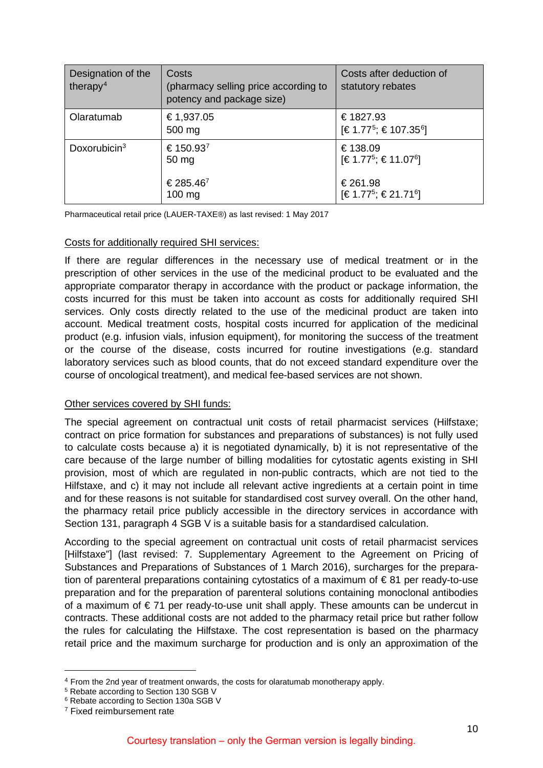| Designation of the therapy[4] | Costs (pharmacy selling price according to potency and package size) | Costs after deduction of statutory rebates |
|---|---|---|
| Olaratumab | € 1,937.05<br>500 mg | € 1827.93<br>[€ 1.77[5]; € 107.35[6]] |
| Doxorubicin[3] | € 150.93[7]<br>50 mg | € 138.09<br>[€ 1.77[5]; € 11.07[6]] |
| | € 285.46[7]<br>100 mg | € 261.98<br>[€ 1.77[5]; € 21.71[6]] |

Pharmaceutical retail price (LAUER-TAXE®) as last revised: 1 May 2017

Costs for additionally required SHI services:

If there are regular differences in the necessary use of medical treatment or in the prescription of other services in the use of the medicinal product to be evaluated and the appropriate comparator therapy in accordance with the product or package information, the costs incurred for this must be taken into account as costs for additionally required SHI services. Only costs directly related to the use of the medicinal product are taken into account. Medical treatment costs, hospital costs incurred for application of the medicinal product (e.g. infusion vials, infusion equipment), for monitoring the success of the treatment or the course of the disease, costs incurred for routine investigations (e.g. standard laboratory services such as blood counts, that do not exceed standard expenditure over the course of oncological treatment), and medical fee-based services are not shown.

Other services covered by SHI funds:

The special agreement on contractual unit costs of retail pharmacist services (Hilfstaxe; contract on price formation for substances and preparations of substances) is not fully used to calculate costs because a) it is negotiated dynamically, b) it is not representative of the care because of the large number of billing modalities for cytostatic agents existing in SHI provision, most of which are regulated in non-public contracts, which are not tied to the Hilfstaxe, and c) it may not include all relevant active ingredients at a certain point in time and for these reasons is not suitable for standardised cost survey overall. On the other hand, the pharmacy retail price publicly accessible in the directory services in accordance with Section 131, paragraph 4 SGB V is a suitable basis for a standardised calculation.

According to the special agreement on contractual unit costs of retail pharmacist services [Hilfstaxe"] (last revised: 7. Supplementary Agreement to the Agreement on Pricing of Substances and Preparations of Substances of 1 March 2016), surcharges for the preparation of parenteral preparations containing cytostatics of a maximum of € 81 per ready-to-use preparation and for the preparation of parenteral solutions containing monoclonal antibodies of a maximum of € 71 per ready-to-use unit shall apply. These amounts can be undercut in contracts. These additional costs are not added to the pharmacy retail price but rather follow the rules for calculating the Hilfstaxe. The cost representation is based on the pharmacy retail price and the maximum surcharge for production and is only an approximation of the

[4] From the 2nd year of treatment onwards, the costs for olaratumab monotherapy apply.

[5] Rebate according to Section 130 SGB V

[6] Rebate according to Section 130a SGB V

[7] Fixed reimbursement rate

Courtesy translation – only the German version is legally binding.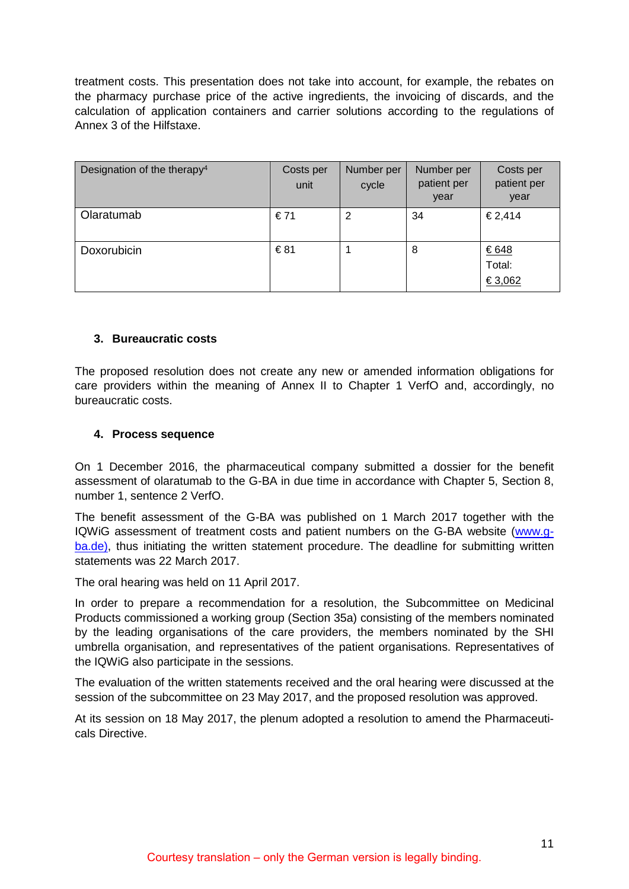treatment costs. This presentation does not take into account, for example, the rebates on the pharmacy purchase price of the active ingredients, the invoicing of discards, and the calculation of application containers and carrier solutions according to the regulations of Annex 3 of the Hilfstaxe.

| Designation of the therapy[4] | Costs per unit | Number per cycle | Number per patient per year | Costs per patient per year |
|---|---|---|---|---|
| Olaratumab | € 71 | 2 | 34 | € 2,414 |
| Doxorubicin | € 81 | 1 | 8 | € 648<br>Total:<br>€ 3,062 |

### 3. Bureaucratic costs

The proposed resolution does not create any new or amended information obligations for care providers within the meaning of Annex II to Chapter 1 VerfO and, accordingly, no bureaucratic costs.

### 4. Process sequence

On 1 December 2016, the pharmaceutical company submitted a dossier for the benefit assessment of olaratumab to the G-BA in due time in accordance with Chapter 5, Section 8, number 1, sentence 2 VerfO.

The benefit assessment of the G-BA was published on 1 March 2017 together with the IQWiG assessment of treatment costs and patient numbers on the G-BA website (www.g-ba.de), thus initiating the written statement procedure. The deadline for submitting written statements was 22 March 2017.

The oral hearing was held on 11 April 2017.

In order to prepare a recommendation for a resolution, the Subcommittee on Medicinal Products commissioned a working group (Section 35a) consisting of the members nominated by the leading organisations of the care providers, the members nominated by the SHI umbrella organisation, and representatives of the patient organisations. Representatives of the IQWiG also participate in the sessions.

The evaluation of the written statements received and the oral hearing were discussed at the session of the subcommittee on 23 May 2017, and the proposed resolution was approved.

At its session on 18 May 2017, the plenum adopted a resolution to amend the Pharmaceuticals Directive.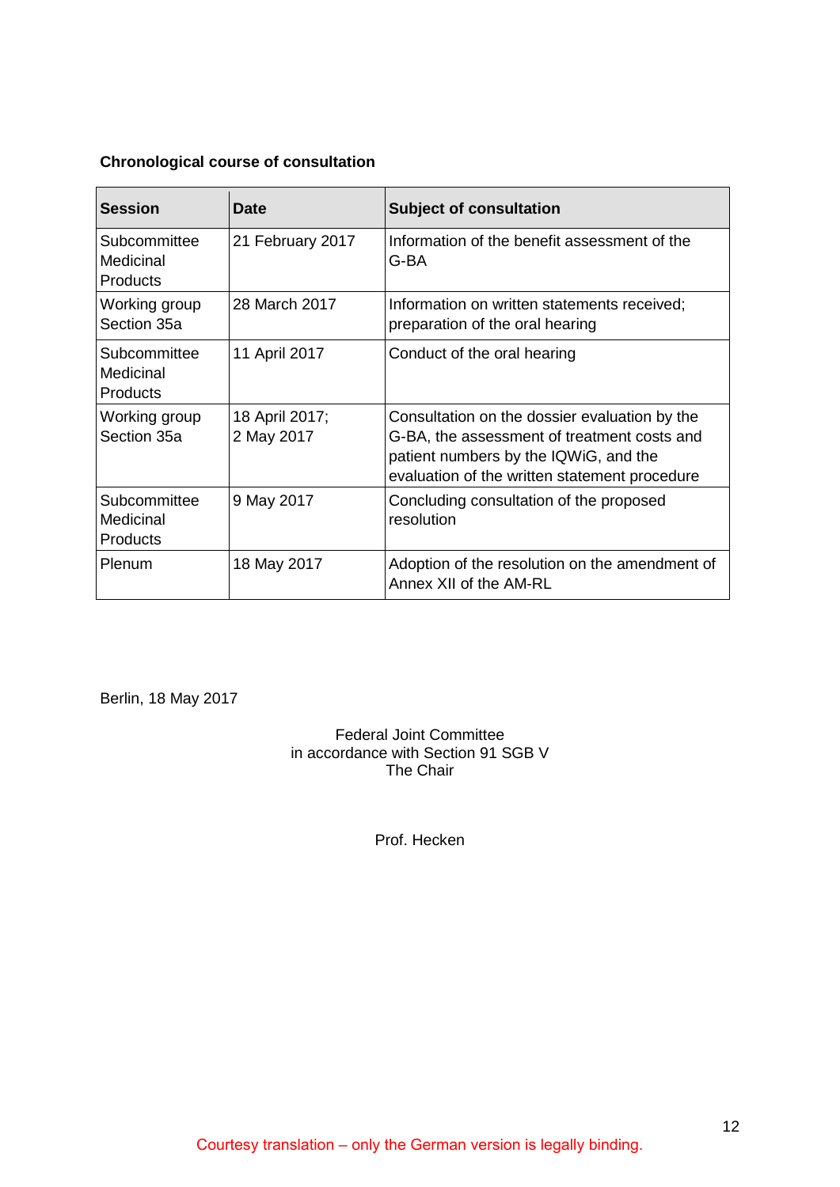**Chronological course of consultation**

| Session | Date | Subject of consultation |
| --- | --- | --- |
| Subcommittee Medicinal Products | 21 February 2017 | Information of the benefit assessment of the G-BA |
| Working group Section 35a | 28 March 2017 | Information on written statements received; preparation of the oral hearing |
| Subcommittee Medicinal Products | 11 April 2017 | Conduct of the oral hearing |
| Working group Section 35a | 18 April 2017; 2 May 2017 | Consultation on the dossier evaluation by the G-BA, the assessment of treatment costs and patient numbers by the IQWiG, and the evaluation of the written statement procedure |
| Subcommittee Medicinal Products | 9 May 2017 | Concluding consultation of the proposed resolution |
| Plenum | 18 May 2017 | Adoption of the resolution on the amendment of Annex XII of the AM-RL |

Berlin, 18 May 2017

Federal Joint Committee
in accordance with Section 91 SGB V
The Chair

Prof. Hecken

Courtesy translation – only the German version is legally binding.